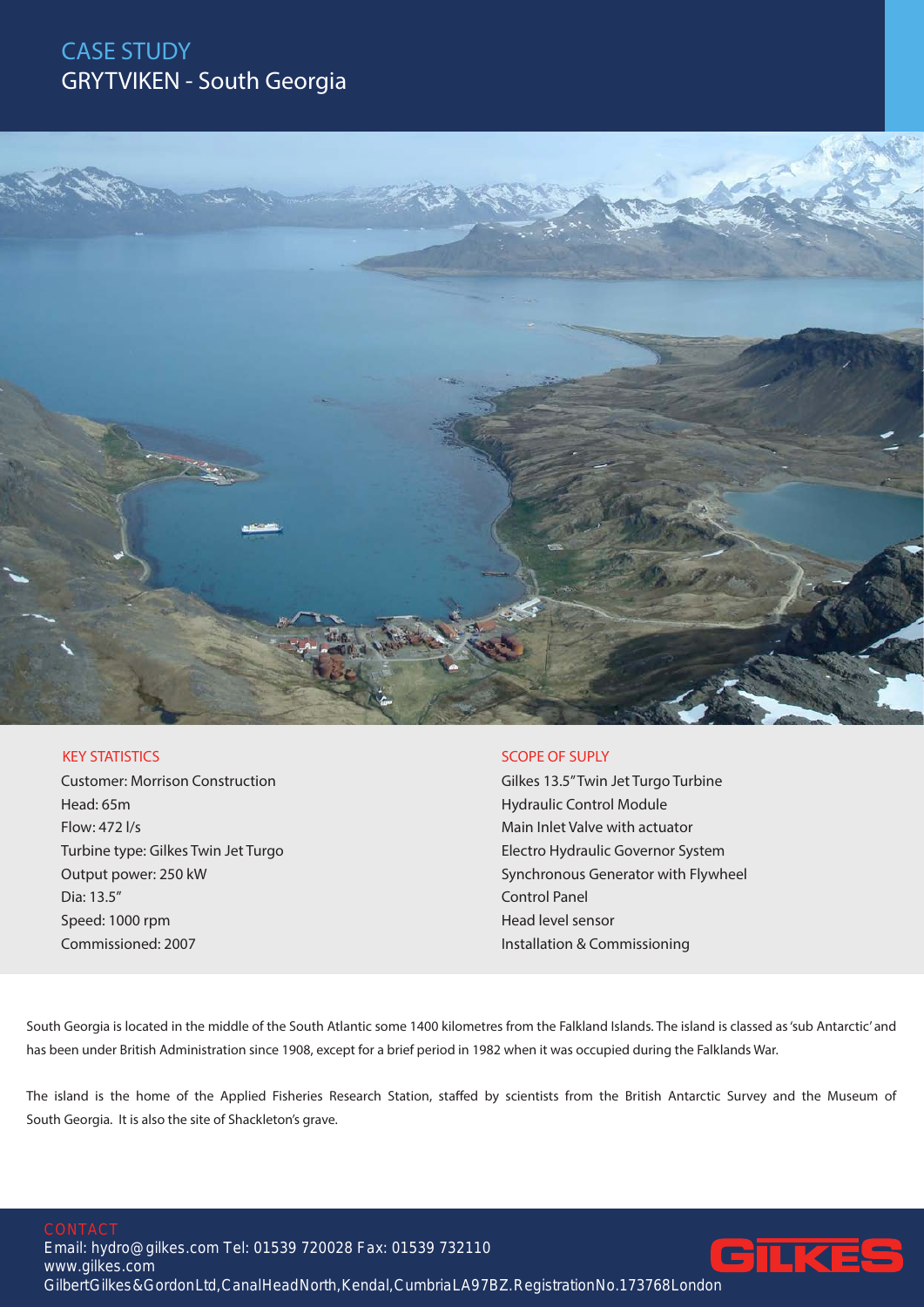# CASE STUDY

## GRYTVIKEN - South Georgia

### KEY STATISTICS

Customer: Morrison Construction
Head: 65m
Flow: 472 l/s
Turbine type: Gilkes Twin Jet Turgo
Output power: 250 kW
Dia: 13.5"
Speed: 1000 rpm
Commissioned: 2007

### SCOPE OF SUPLY

Gilkes 13.5" Twin Jet Turgo Turbine
Hydraulic Control Module
Main Inlet Valve with actuator
Electro Hydraulic Governor System
Synchronous Generator with Flywheel
Control Panel
Head level sensor
Installation & Commissioning

South Georgia is located in the middle of the South Atlantic some 1400 kilometres from the Falkland Islands. The island is classed as 'sub Antarctic' and has been under British Administration since 1908, except for a brief period in 1982 when it was occupied during the Falklands War.

The island is the home of the Applied Fisheries Research Station, staffed by scientists from the British Antarctic Survey and the Museum of South Georgia. It is also the site of Shackleton's grave.

### CONTACT

Email: hydro@gilkes.com Tel: 01539 720028 Fax: 01539 732110
www.gilkes.com
Gilbert Gilkes & Gordon Ltd, Canal Head North, Kendal, Cumbria LA9 7BZ. Registration No. 173768 London

GILKES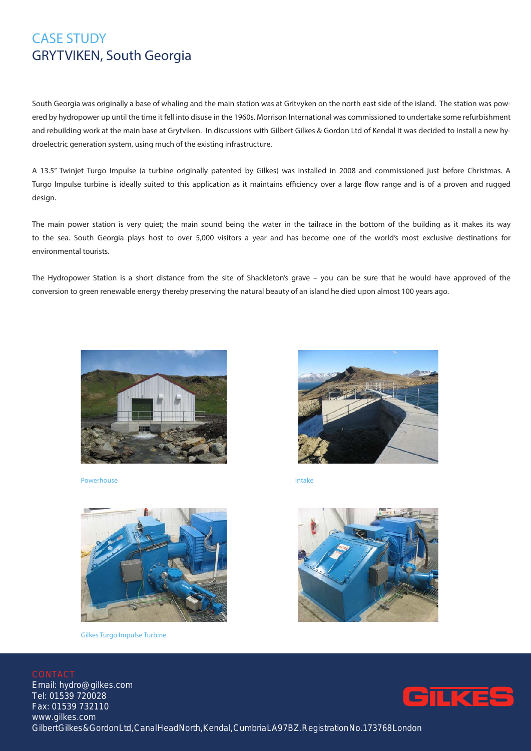# CASE STUDY
## GRYTVIKEN, South Georgia

South Georgia was originally a base of whaling and the main station was at Gritvyken on the north east side of the island. The station was powered by hydropower up until the time it fell into disuse in the 1960s. Morrison International was commissioned to undertake some refurbishment and rebuilding work at the main base at Grytviken. In discussions with Gilbert Gilkes & Gordon Ltd of Kendal it was decided to install a new hydroelectric generation system, using much of the existing infrastructure.

A 13.5" Twinjet Turgo Impulse (a turbine originally patented by Gilkes) was installed in 2008 and commissioned just before Christmas. A Turgo Impulse turbine is ideally suited to this application as it maintains efficiency over a large flow range and is of a proven and rugged design.

The main power station is very quiet; the main sound being the water in the tailrace in the bottom of the building as it makes its way to the sea. South Georgia plays host to over 5,000 visitors a year and has become one of the world's most exclusive destinations for environmental tourists.

The Hydropower Station is a short distance from the site of Shackleton's grave – you can be sure that he would have approved of the conversion to green renewable energy thereby preserving the natural beauty of an island he died upon almost 100 years ago.

Powerhouse

Intake

Gilkes Turgo Impulse Turbine

CONTACT
Email: hydro@gilkes.com
Tel: 01539 720028
Fax: 01539 732110
www.gilkes.com
Gilbert Gilkes & Gordon Ltd, Canal Head North, Kendal, Cumbria LA9 7BZ. Registration No. 173768 London

GILKES